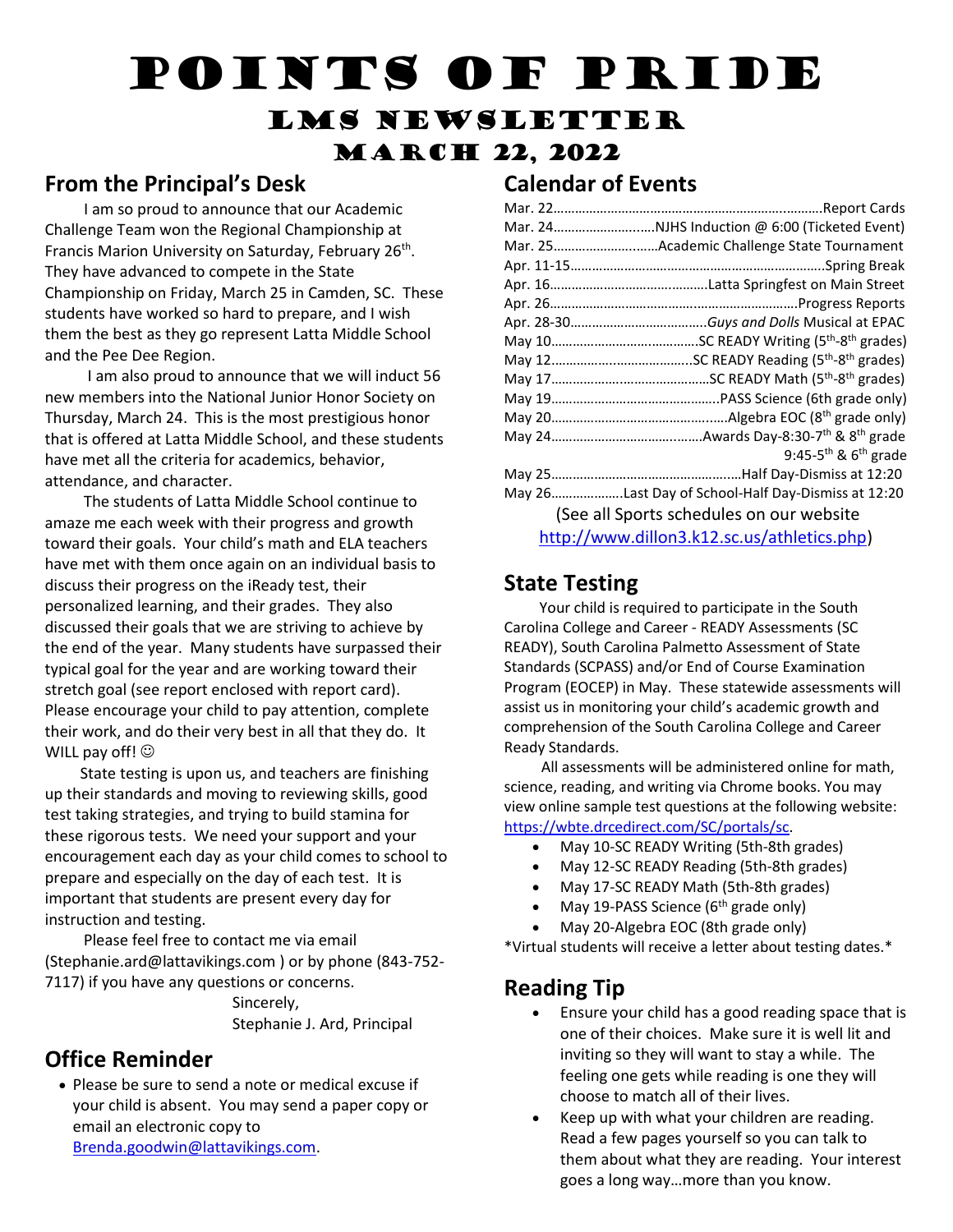# POINTS OF PRIDE

## LMS NEWSLETTER

## MARCH 22, 2022

## From the Principal's Desk

I am so proud to announce that our Academic Challenge Team won the Regional Championship at Francis Marion University on Saturday, February 26th. They have advanced to compete in the State Championship on Friday, March 25 in Camden, SC. These students have worked so hard to prepare, and I wish them the best as they go represent Latta Middle School and the Pee Dee Region.

I am also proud to announce that we will induct 56 new members into the National Junior Honor Society on Thursday, March 24. This is the most prestigious honor that is offered at Latta Middle School, and these students have met all the criteria for academics, behavior, attendance, and character.

The students of Latta Middle School continue to amaze me each week with their progress and growth toward their goals. Your child's math and ELA teachers have met with them once again on an individual basis to discuss their progress on the iReady test, their personalized learning, and their grades. They also discussed their goals that we are striving to achieve by the end of the year. Many students have surpassed their typical goal for the year and are working toward their stretch goal (see report enclosed with report card). Please encourage your child to pay attention, complete their work, and do their very best in all that they do. It WILL pay off! ☺

State testing is upon us, and teachers are finishing up their standards and moving to reviewing skills, good test taking strategies, and trying to build stamina for these rigorous tests. We need your support and your encouragement each day as your child comes to school to prepare and especially on the day of each test. It is important that students are present every day for instruction and testing.

Please feel free to contact me via email (Stephanie.ard@lattavikings.com ) or by phone (843-752-7117) if you have any questions or concerns.

Sincerely,
Stephanie J. Ard, Principal

## Office Reminder

- Please be sure to send a note or medical excuse if your child is absent. You may send a paper copy or email an electronic copy to Brenda.goodwin@lattavikings.com.

## Calendar of Events

- Mar. 22……Report Cards
- Mar. 24……NJHS Induction @ 6:00 (Ticketed Event)
- Mar. 25……Academic Challenge State Tournament
- Apr. 11-15……Spring Break
- Apr. 16……Latta Springfest on Main Street
- Apr. 26……Progress Reports
- Apr. 28-30……*Guys and Dolls* Musical at EPAC
- May 10……SC READY Writing (5th-8th grades)
- May 12……SC READY Reading (5th-8th grades)
- May 17……SC READY Math (5th-8th grades)
- May 19……PASS Science (6th grade only)
- May 20……Algebra EOC (8th grade only)
- May 24……Awards Day-8:30-7th & 8th grade; 9:45-5th & 6th grade
- May 25……Half Day-Dismiss at 12:20
- May 26……Last Day of School-Half Day-Dismiss at 12:20

(See all Sports schedules on our website http://www.dillon3.k12.sc.us/athletics.php)

## State Testing

Your child is required to participate in the South Carolina College and Career - READY Assessments (SC READY), South Carolina Palmetto Assessment of State Standards (SCPASS) and/or End of Course Examination Program (EOCEP) in May. These statewide assessments will assist us in monitoring your child's academic growth and comprehension of the South Carolina College and Career Ready Standards.

All assessments will be administered online for math, science, reading, and writing via Chrome books. You may view online sample test questions at the following website: https://wbte.drcedirect.com/SC/portals/sc.

- May 10-SC READY Writing (5th-8th grades)
- May 12-SC READY Reading (5th-8th grades)
- May 17-SC READY Math (5th-8th grades)
- May 19-PASS Science (6th grade only)
- May 20-Algebra EOC (8th grade only)

*Virtual students will receive a letter about testing dates.*

## Reading Tip

- Ensure your child has a good reading space that is one of their choices. Make sure it is well lit and inviting so they will want to stay a while. The feeling one gets while reading is one they will choose to match all of their lives.
- Keep up with what your children are reading. Read a few pages yourself so you can talk to them about what they are reading. Your interest goes a long way…more than you know.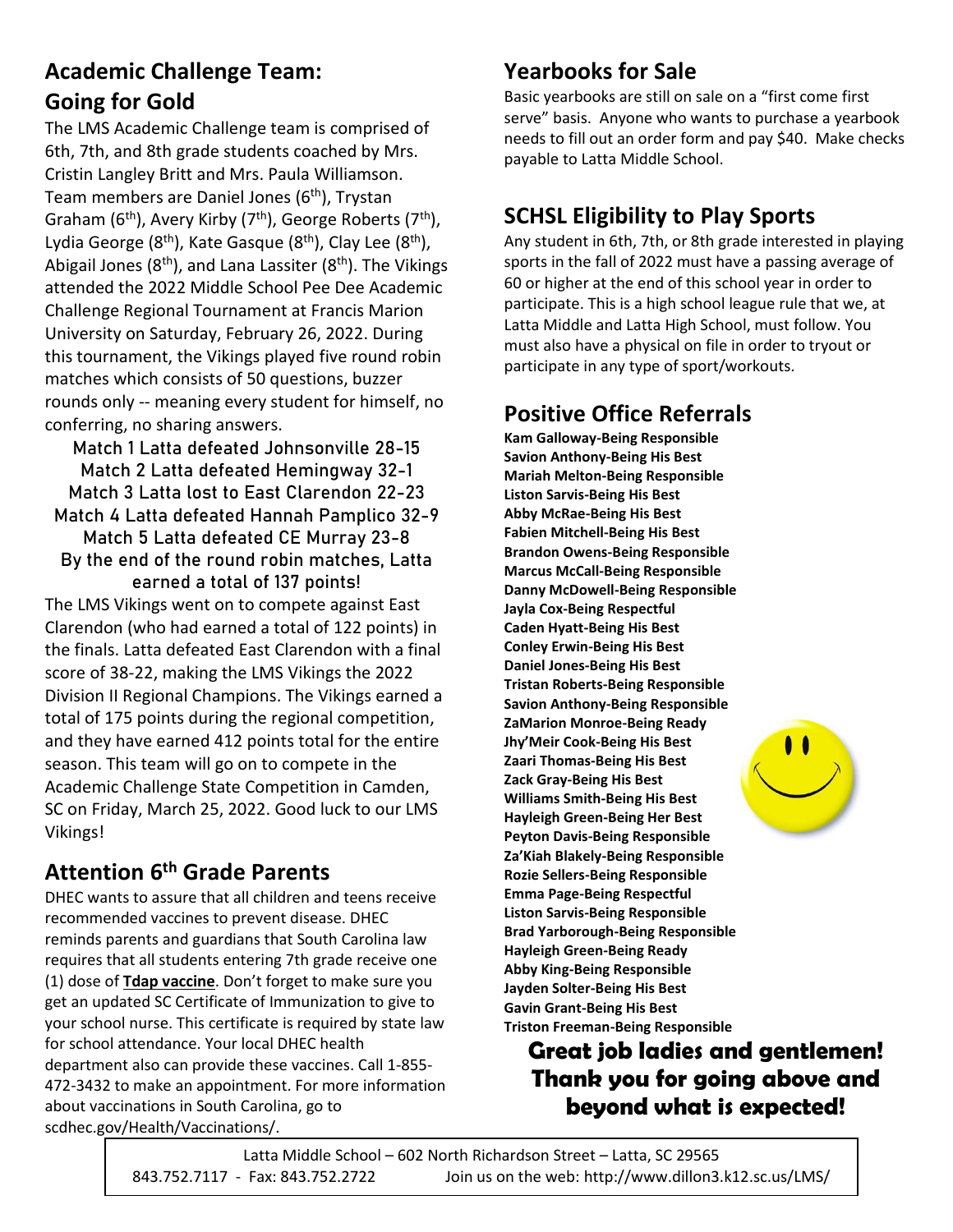## Academic Challenge Team: Going for Gold

The LMS Academic Challenge team is comprised of 6th, 7th, and 8th grade students coached by Mrs. Cristin Langley Britt and Mrs. Paula Williamson. Team members are Daniel Jones (6th), Trystan Graham (6th), Avery Kirby (7th), George Roberts (7th), Lydia George (8th), Kate Gasque (8th), Clay Lee (8th), Abigail Jones (8th), and Lana Lassiter (8th). The Vikings attended the 2022 Middle School Pee Dee Academic Challenge Regional Tournament at Francis Marion University on Saturday, February 26, 2022. During this tournament, the Vikings played five round robin matches which consists of 50 questions, buzzer rounds only -- meaning every student for himself, no conferring, no sharing answers.

Match 1 Latta defeated Johnsonville 28-15
Match 2 Latta defeated Hemingway 32-1
Match 3 Latta lost to East Clarendon 22-23
Match 4 Latta defeated Hannah Pamplico 32-9
Match 5 Latta defeated CE Murray 23-8
By the end of the round robin matches, Latta earned a total of 137 points!

The LMS Vikings went on to compete against East Clarendon (who had earned a total of 122 points) in the finals. Latta defeated East Clarendon with a final score of 38-22, making the LMS Vikings the 2022 Division II Regional Champions. The Vikings earned a total of 175 points during the regional competition, and they have earned 412 points total for the entire season. This team will go on to compete in the Academic Challenge State Competition in Camden, SC on Friday, March 25, 2022. Good luck to our LMS Vikings!

## Attention 6th Grade Parents

DHEC wants to assure that all children and teens receive recommended vaccines to prevent disease. DHEC reminds parents and guardians that South Carolina law requires that all students entering 7th grade receive one (1) dose of **Tdap vaccine**. Don't forget to make sure you get an updated SC Certificate of Immunization to give to your school nurse. This certificate is required by state law for school attendance. Your local DHEC health department also can provide these vaccines. Call 1-855-472-3432 to make an appointment. For more information about vaccinations in South Carolina, go to scdhec.gov/Health/Vaccinations/.

## Yearbooks for Sale

Basic yearbooks are still on sale on a "first come first serve" basis. Anyone who wants to purchase a yearbook needs to fill out an order form and pay $40. Make checks payable to Latta Middle School.

## SCHSL Eligibility to Play Sports

Any student in 6th, 7th, or 8th grade interested in playing sports in the fall of 2022 must have a passing average of 60 or higher at the end of this school year in order to participate. This is a high school league rule that we, at Latta Middle and Latta High School, must follow. You must also have a physical on file in order to tryout or participate in any type of sport/workouts.

## Positive Office Referrals

**Kam Galloway-Being Responsible**
**Savion Anthony-Being His Best**
**Mariah Melton-Being Responsible**
**Liston Sarvis-Being His Best**
**Abby McRae-Being His Best**
**Fabien Mitchell-Being His Best**
**Brandon Owens-Being Responsible**
**Marcus McCall-Being Responsible**
**Danny McDowell-Being Responsible**
**Jayla Cox-Being Respectful**
**Caden Hyatt-Being His Best**
**Conley Erwin-Being His Best**
**Daniel Jones-Being His Best**
**Tristan Roberts-Being Responsible**
**Savion Anthony-Being Responsible**
**ZaMarion Monroe-Being Ready**
**Jhy'Meir Cook-Being His Best**
**Zaari Thomas-Being His Best**
**Zack Gray-Being His Best**
**Williams Smith-Being His Best**
**Hayleigh Green-Being Her Best**
**Peyton Davis-Being Responsible**
**Za'Kiah Blakely-Being Responsible**
**Rozie Sellers-Being Responsible**
**Emma Page-Being Respectful**
**Liston Sarvis-Being Responsible**
**Brad Yarborough-Being Responsible**
**Hayleigh Green-Being Ready**
**Abby King-Being Responsible**
**Jayden Solter-Being His Best**
**Gavin Grant-Being His Best**
**Triston Freeman-Being Responsible**

**Great job ladies and gentlemen! Thank you for going above and beyond what is expected!**

Latta Middle School – 602 North Richardson Street – Latta, SC 29565
843.752.7117 - Fax: 843.752.2722 Join us on the web: http://www.dillon3.k12.sc.us/LMS/